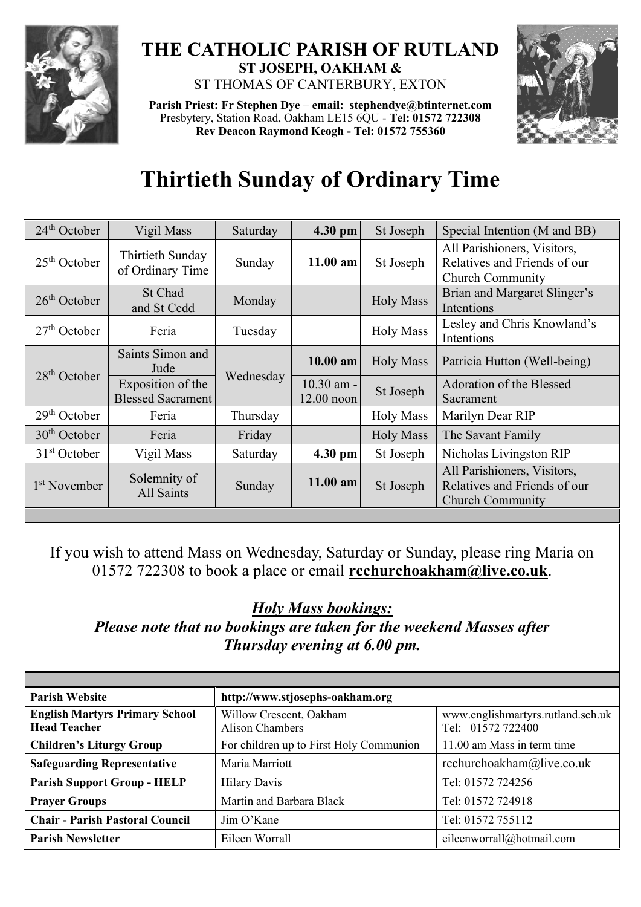# THE CATHOLIC PARISH OF RUTLAND

**ST JOSEPH, OAKHAM &**

ST THOMAS OF CANTERBURY, EXTON

**Parish Priest: Fr Stephen Dye – email: stephendye@btinternet.com**
Presbytery, Station Road, Oakham LE15 6QU - **Tel: 01572 722308**
**Rev Deacon Raymond Keogh - Tel: 01572 755360**

# Thirtieth Sunday of Ordinary Time

| | | | | | |
|---|---|---|---|---|---|
| 24th October | Vigil Mass | Saturday | **4.30 pm** | St Joseph | Special Intention (M and BB) |
| 25th October | Thirtieth Sunday of Ordinary Time | Sunday | **11.00 am** | St Joseph | All Parishioners, Visitors, Relatives and Friends of our Church Community |
| 26th October | St Chad and St Cedd | Monday | | Holy Mass | Brian and Margaret Slinger's Intentions |
| 27th October | Feria | Tuesday | | Holy Mass | Lesley and Chris Knowland's Intentions |
| 28th October | Saints Simon and Jude | Wednesday | **10.00 am** | Holy Mass | Patricia Hutton (Well-being) |
| | Exposition of the Blessed Sacrament | | 10.30 am - 12.00 noon | St Joseph | Adoration of the Blessed Sacrament |
| 29th October | Feria | Thursday | | Holy Mass | Marilyn Dear RIP |
| 30th October | Feria | Friday | | Holy Mass | The Savant Family |
| 31st October | Vigil Mass | Saturday | **4.30 pm** | St Joseph | Nicholas Livingston RIP |
| 1st November | Solemnity of All Saints | Sunday | **11.00 am** | St Joseph | All Parishioners, Visitors, Relatives and Friends of our Church Community |

If you wish to attend Mass on Wednesday, Saturday or Sunday, please ring Maria on 01572 722308 to book a place or email **rcchurchoakham@live.co.uk**.

***Holy Mass bookings:***
***Please note that no bookings are taken for the weekend Masses after Thursday evening at 6.00 pm.***

| | | |
|---|---|---|
| **Parish Website** | **http://www.stjosephs-oakham.org** | |
| **English Martyrs Primary School Head Teacher** | Willow Crescent, Oakham Alison Chambers | www.englishmartyrs.rutland.sch.uk Tel: 01572 722400 |
| **Children's Liturgy Group** | For children up to First Holy Communion | 11.00 am Mass in term time |
| **Safeguarding Representative** | Maria Marriott | rcchurchoakham@live.co.uk |
| **Parish Support Group - HELP** | Hilary Davis | Tel: 01572 724256 |
| **Prayer Groups** | Martin and Barbara Black | Tel: 01572 724918 |
| **Chair - Parish Pastoral Council** | Jim O'Kane | Tel: 01572 755112 |
| **Parish Newsletter** | Eileen Worrall | eileenworrall@hotmail.com |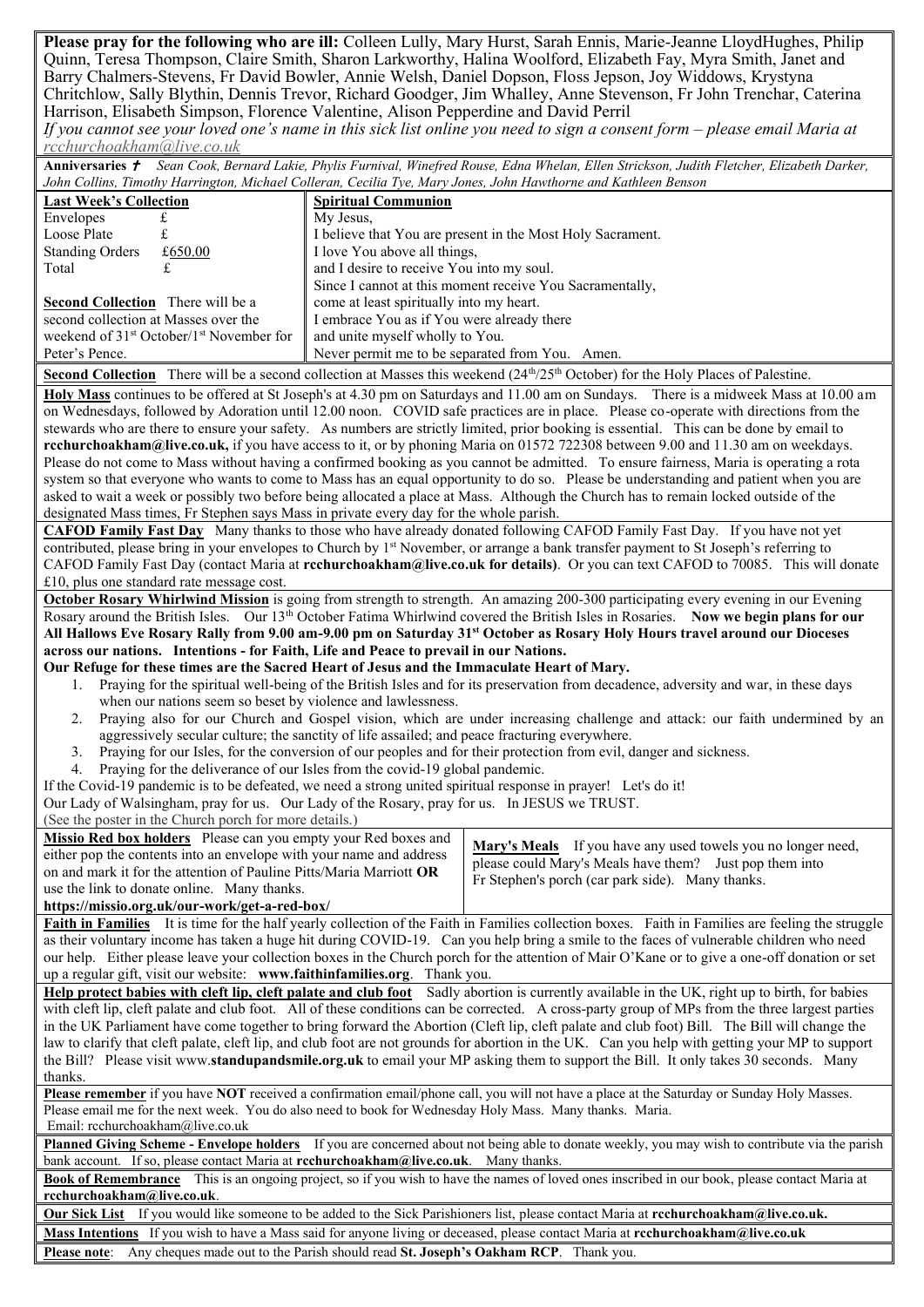**Please pray for the following who are ill:** Colleen Lully, Mary Hurst, Sarah Ennis, Marie-Jeanne LloydHughes, Philip Quinn, Teresa Thompson, Claire Smith, Sharon Larkworthy, Halina Woolford, Elizabeth Fay, Myra Smith, Janet and Barry Chalmers-Stevens, Fr David Bowler, Annie Welsh, Daniel Dopson, Floss Jepson, Joy Widdows, Krystyna Chritchlow, Sally Blythin, Dennis Trevor, Richard Goodger, Jim Whalley, Anne Stevenson, Fr John Trenchar, Caterina Harrison, Elisabeth Simpson, Florence Valentine, Alison Pepperdine and David Perril

*If you cannot see your loved one's name in this sick list online you need to sign a consent form – please email Maria at rcchurchoakham@live.co.uk*

**Anniversaries** ✝ *Sean Cook, Bernard Lakie, Phylis Furnival, Winefred Rouse, Edna Whelan, Ellen Strickson, Judith Fletcher, Elizabeth Darker, John Collins, Timothy Harrington, Michael Colleran, Cecilia Tye, Mary Jones, John Hawthorne and Kathleen Benson*

**Last Week's Collection**

| | |
|---|---|
| Envelopes | £ |
| Loose Plate | £ |
| Standing Orders | £650.00 |
| Total | £ |

**Second Collection** There will be a second collection at Masses over the weekend of 31st October/1st November for Peter's Pence.

**Spiritual Communion**

My Jesus,
I believe that You are present in the Most Holy Sacrament.
I love You above all things,
and I desire to receive You into my soul.
Since I cannot at this moment receive You Sacramentally,
come at least spiritually into my heart.
I embrace You as if You were already there
and unite myself wholly to You.
Never permit me to be separated from You. Amen.

**Second Collection** There will be a second collection at Masses this weekend (24th/25th October) for the Holy Places of Palestine.

**Holy Mass** continues to be offered at St Joseph's at 4.30 pm on Saturdays and 11.00 am on Sundays. There is a midweek Mass at 10.00 am on Wednesdays, followed by Adoration until 12.00 noon. COVID safe practices are in place. Please co-operate with directions from the stewards who are there to ensure your safety. As numbers are strictly limited, prior booking is essential. This can be done by email to **rcchurchoakham@live.co.uk,** if you have access to it, or by phoning Maria on 01572 722308 between 9.00 and 11.30 am on weekdays. Please do not come to Mass without having a confirmed booking as you cannot be admitted. To ensure fairness, Maria is operating a rota system so that everyone who wants to come to Mass has an equal opportunity to do so. Please be understanding and patient when you are asked to wait a week or possibly two before being allocated a place at Mass. Although the Church has to remain locked outside of the designated Mass times, Fr Stephen says Mass in private every day for the whole parish.

**CAFOD Family Fast Day** Many thanks to those who have already donated following CAFOD Family Fast Day. If you have not yet contributed, please bring in your envelopes to Church by 1st November, or arrange a bank transfer payment to St Joseph's referring to CAFOD Family Fast Day (contact Maria at **rcchurchoakham@live.co.uk for details)**. Or you can text CAFOD to 70085. This will donate £10, plus one standard rate message cost.

**October Rosary Whirlwind Mission** is going from strength to strength. An amazing 200-300 participating every evening in our Evening Rosary around the British Isles. Our 13th October Fatima Whirlwind covered the British Isles in Rosaries. **Now we begin plans for our All Hallows Eve Rosary Rally from 9.00 am-9.00 pm on Saturday 31st October as Rosary Holy Hours travel around our Dioceses across our nations. Intentions - for Faith, Life and Peace to prevail in our Nations.**

**Our Refuge for these times are the Sacred Heart of Jesus and the Immaculate Heart of Mary.**

1. Praying for the spiritual well-being of the British Isles and for its preservation from decadence, adversity and war, in these days when our nations seem so beset by violence and lawlessness.
2. Praying also for our Church and Gospel vision, which are under increasing challenge and attack: our faith undermined by an aggressively secular culture; the sanctity of life assailed; and peace fracturing everywhere.
3. Praying for our Isles, for the conversion of our peoples and for their protection from evil, danger and sickness.
4. Praying for the deliverance of our Isles from the covid-19 global pandemic.

If the Covid-19 pandemic is to be defeated, we need a strong united spiritual response in prayer! Let's do it!
Our Lady of Walsingham, pray for us. Our Lady of the Rosary, pray for us. In JESUS we TRUST.
(See the poster in the Church porch for more details.)

**Missio Red box holders** Please can you empty your Red boxes and either pop the contents into an envelope with your name and address on and mark it for the attention of Pauline Pitts/Maria Marriott **OR** use the link to donate online. Many thanks.
**https://missio.org.uk/our-work/get-a-red-box/**

**Mary's Meals** If you have any used towels you no longer need, please could Mary's Meals have them? Just pop them into Fr Stephen's porch (car park side). Many thanks.

**Faith in Families** It is time for the half yearly collection of the Faith in Families collection boxes. Faith in Families are feeling the struggle as their voluntary income has taken a huge hit during COVID-19. Can you help bring a smile to the faces of vulnerable children who need our help. Either please leave your collection boxes in the Church porch for the attention of Mair O'Kane or to give a one-off donation or set up a regular gift, visit our website: **www.faithinfamilies.org**. Thank you.

**Help protect babies with cleft lip, cleft palate and club foot** Sadly abortion is currently available in the UK, right up to birth, for babies with cleft lip, cleft palate and club foot. All of these conditions can be corrected. A cross-party group of MPs from the three largest parties in the UK Parliament have come together to bring forward the Abortion (Cleft lip, cleft palate and club foot) Bill. The Bill will change the law to clarify that cleft palate, cleft lip, and club foot are not grounds for abortion in the UK. Can you help with getting your MP to support the Bill? Please visit www.**standupandsmile.org.uk** to email your MP asking them to support the Bill. It only takes 30 seconds. Many thanks.

**Please remember** if you have **NOT** received a confirmation email/phone call, you will not have a place at the Saturday or Sunday Holy Masses. Please email me for the next week. You do also need to book for Wednesday Holy Mass. Many thanks. Maria.
Email: rcchurchoakham@live.co.uk

**Planned Giving Scheme - Envelope holders** If you are concerned about not being able to donate weekly, you may wish to contribute via the parish bank account. If so, please contact Maria at **rcchurchoakham@live.co.uk**. Many thanks.

**Book of Remembrance** This is an ongoing project, so if you wish to have the names of loved ones inscribed in our book, please contact Maria at **rcchurchoakham@live.co.uk**.

**Our Sick List** If you would like someone to be added to the Sick Parishioners list, please contact Maria at **rcchurchoakham@live.co.uk.**

**Mass Intentions** If you wish to have a Mass said for anyone living or deceased, please contact Maria at **rcchurchoakham@live.co.uk**

**Please note**: Any cheques made out to the Parish should read **St. Joseph's Oakham RCP**. Thank you.